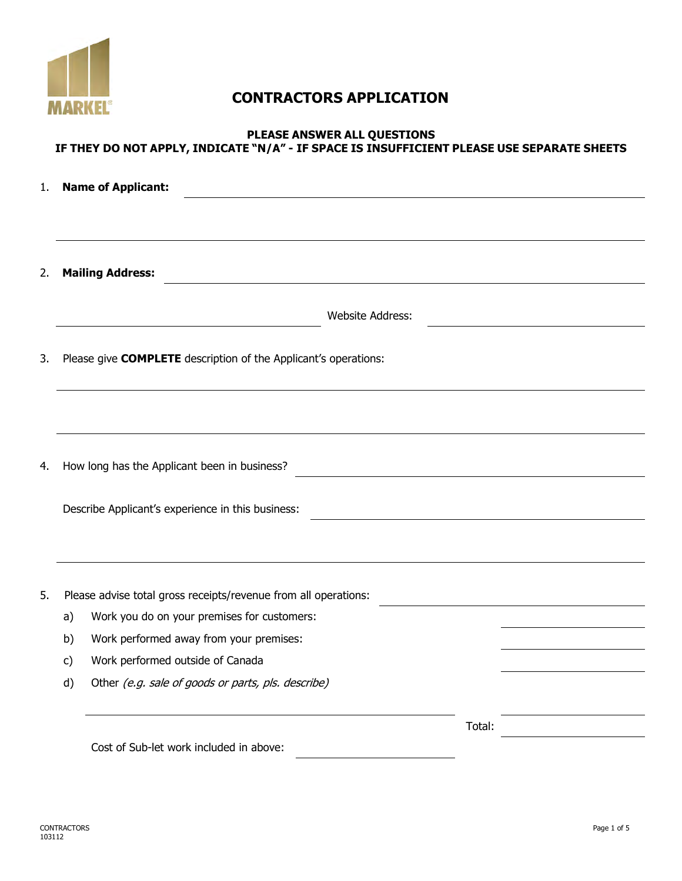MARKEL

# CONTRACTORS APPLICATION

**PLEASE ANSWER ALL QUESTIONS**
**IF THEY DO NOT APPLY, INDICATE "N/A" - IF SPACE IS INSUFFICIENT PLEASE USE SEPARATE SHEETS**

1. **Name of Applicant:** ______________________________

______________________________

2. **Mailing Address:** ______________________________

______________________________ Website Address: ______________________________

3. Please give **COMPLETE** description of the Applicant's operations:

______________________________

______________________________

4. How long has the Applicant been in business? ______________________________

Describe Applicant's experience in this business: ______________________________

______________________________

5. Please advise total gross receipts/revenue from all operations: ______________________________

   a) Work you do on your premises for customers: ______________

   b) Work performed away from your premises: ______________

   c) Work performed outside of Canada ______________

   d) Other *(e.g. sale of goods or parts, pls. describe)*

   ______________________________ Total: ______________

   Cost of Sub-let work included in above: ______________

CONTRACTORS
103112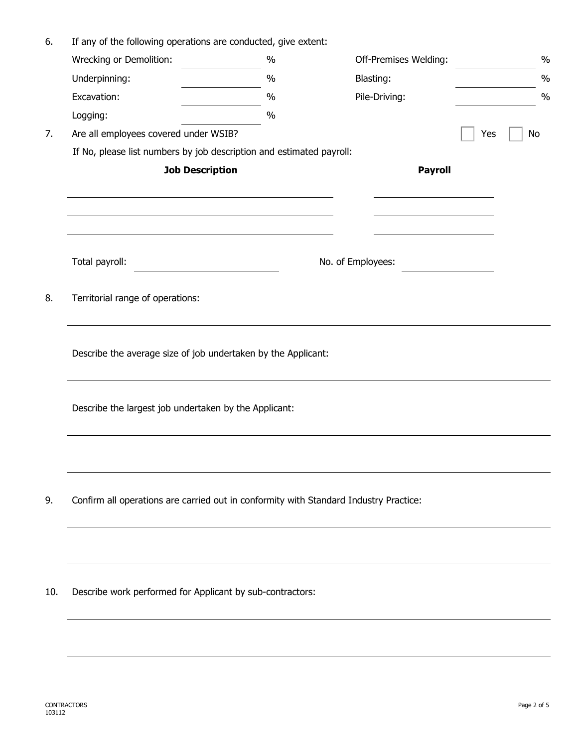6. If any of the following operations are conducted, give extent:

| | | | |
|---|---|---|---|
| Wrecking or Demolition: ______ % | | Off-Premises Welding: ______ % | |
| Underpinning: ______ % | | Blasting: ______ % | |
| Excavation: ______ % | | Pile-Driving: ______ % | |
| Logging: ______ % | | | |

7. Are all employees covered under WSIB? ☐ Yes ☐ No

If No, please list numbers by job description and estimated payroll:

| **Job Description** | **Payroll** |
|---|---|
| | |
| | |
| | |

Total payroll: ______________ No. of Employees: ______________

8. Territorial range of operations:

______________________________________________

Describe the average size of job undertaken by the Applicant:

______________________________________________

Describe the largest job undertaken by the Applicant:

______________________________________________

______________________________________________

9. Confirm all operations are carried out in conformity with Standard Industry Practice:

______________________________________________

______________________________________________

10. Describe work performed for Applicant by sub-contractors:

______________________________________________

______________________________________________

CONTRACTORS
103112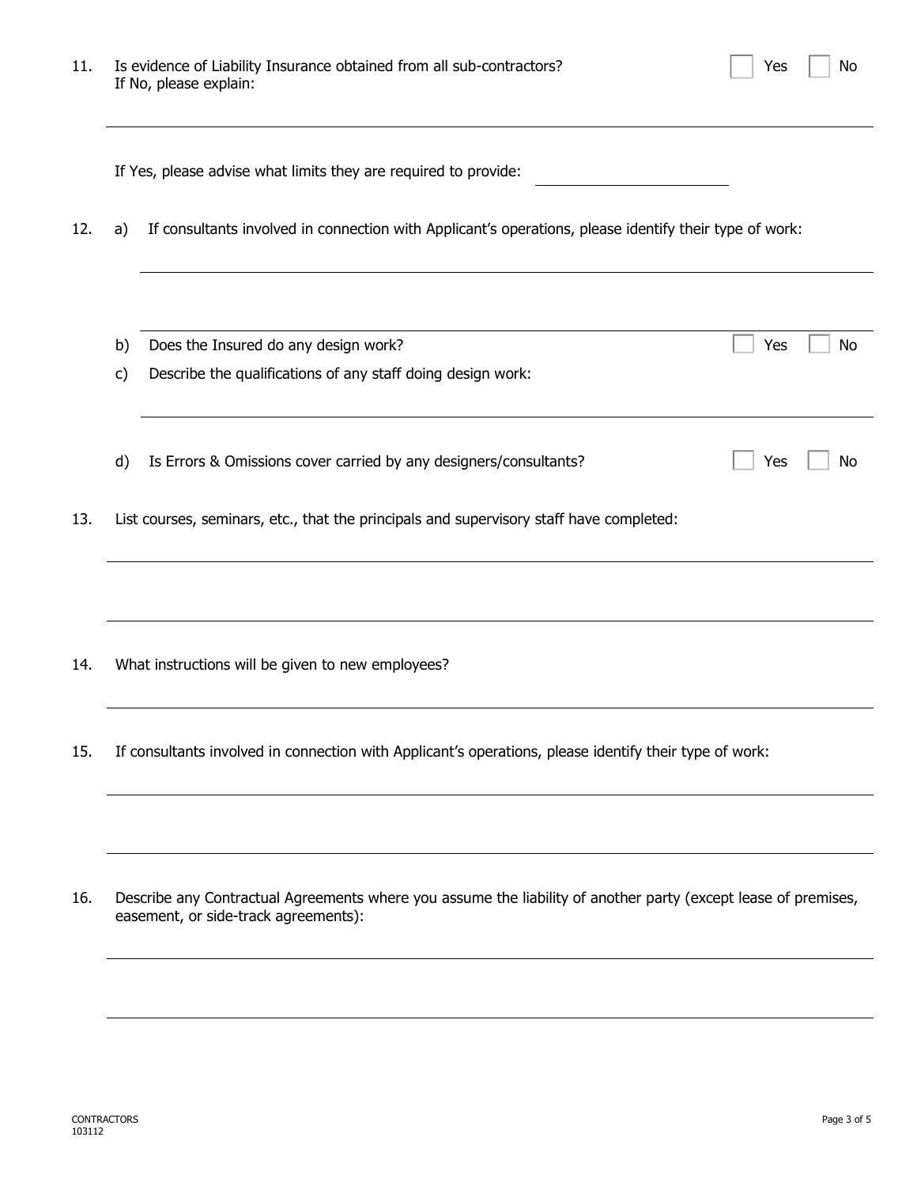11. Is evidence of Liability Insurance obtained from all sub-contractors? ☐ Yes ☐ No
    If No, please explain:

    _______________________________________________

    If Yes, please advise what limits they are required to provide: ______________

12. a) If consultants involved in connection with Applicant's operations, please identify their type of work:

    _______________________________________________

    _______________________________________________

    b) Does the Insured do any design work? ☐ Yes ☐ No

    c) Describe the qualifications of any staff doing design work:

    _______________________________________________

    d) Is Errors & Omissions cover carried by any designers/consultants? ☐ Yes ☐ No

13. List courses, seminars, etc., that the principals and supervisory staff have completed:

    _______________________________________________

    _______________________________________________

14. What instructions will be given to new employees?

    _______________________________________________

15. If consultants involved in connection with Applicant's operations, please identify their type of work:

    _______________________________________________

    _______________________________________________

16. Describe any Contractual Agreements where you assume the liability of another party (except lease of premises, easement, or side-track agreements):

    _______________________________________________

    _______________________________________________

CONTRACTORS
103112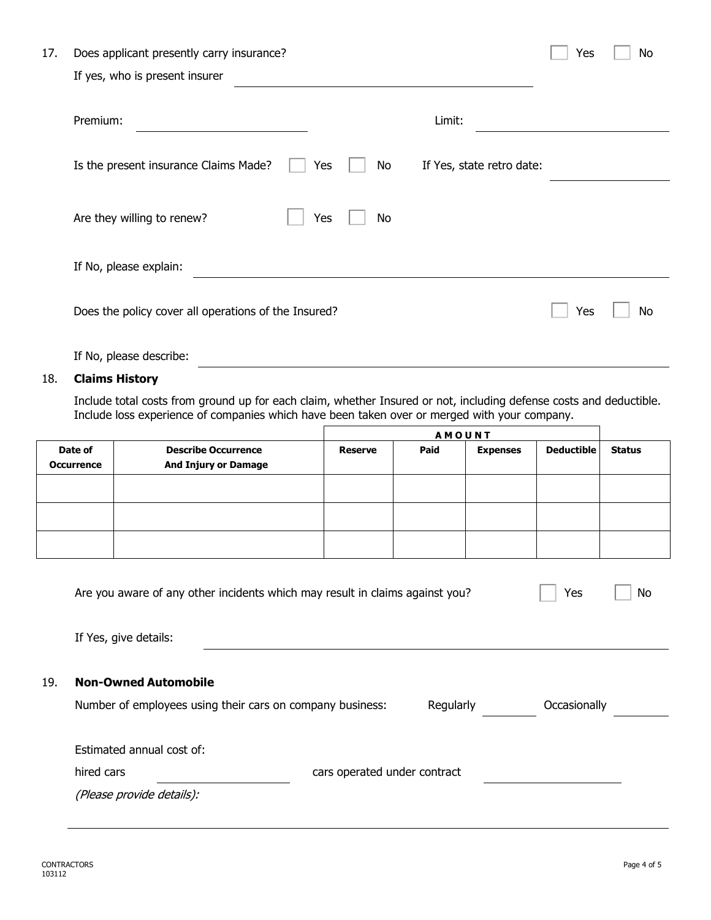17. Does applicant presently carry insurance? ☐ Yes ☐ No

If yes, who is present insurer ______________________

Premium: ______________________ Limit: ______________________

Is the present insurance Claims Made? ☐ Yes ☐ No If Yes, state retro date: ______________________

Are they willing to renew? ☐ Yes ☐ No

If No, please explain: ______________________

Does the policy cover all operations of the Insured? ☐ Yes ☐ No

If No, please describe: ______________________

18. **Claims History**

Include total costs from ground up for each claim, whether Insured or not, including defense costs and deductible. Include loss experience of companies which have been taken over or merged with your company.

| | | **AMOUNT** | | | | |
|---|---|---|---|---|---|---|
| **Date of Occurrence** | **Describe Occurrence And Injury or Damage** | **Reserve** | **Paid** | **Expenses** | **Deductible** | **Status** |
| | | | | | | |
| | | | | | | |
| | | | | | | |

Are you aware of any other incidents which may result in claims against you? ☐ Yes ☐ No

If Yes, give details: ______________________

19. **Non-Owned Automobile**

Number of employees using their cars on company business: Regularly ________ Occasionally ________

Estimated annual cost of:

hired cars ______________________ cars operated under contract ______________________

*(Please provide details):*

______________________

CONTRACTORS
103112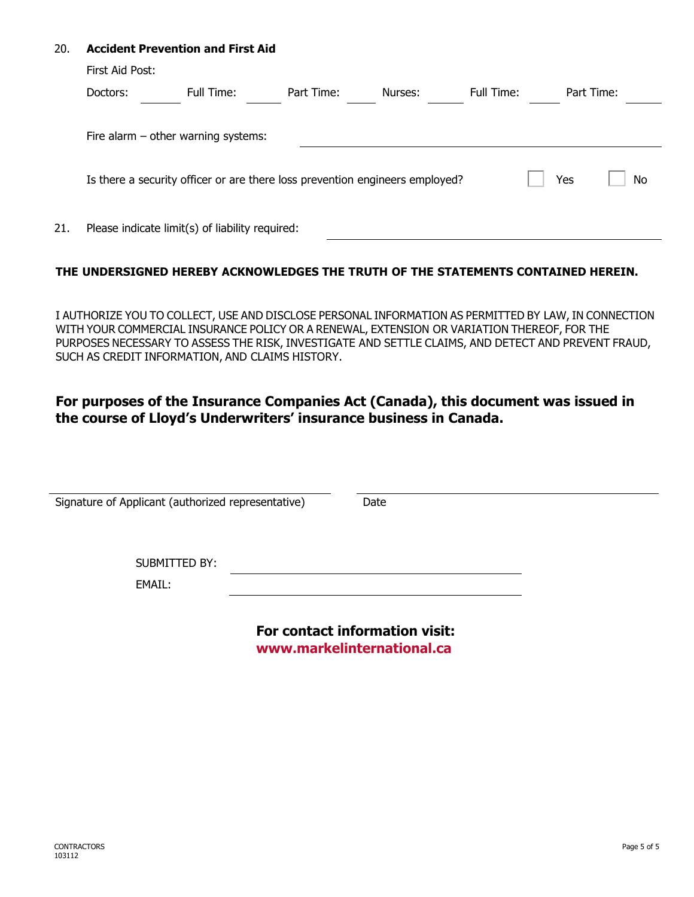20. **Accident Prevention and First Aid**

First Aid Post:

Doctors: ______ Full Time: ______ Part Time: ______ Nurses: ______ Full Time: ______ Part Time: ______

Fire alarm – other warning systems: ______________________________

Is there a security officer or are there loss prevention engineers employed? ☐ Yes ☐ No

21. Please indicate limit(s) of liability required: ______________________________

**THE UNDERSIGNED HEREBY ACKNOWLEDGES THE TRUTH OF THE STATEMENTS CONTAINED HEREIN.**

I AUTHORIZE YOU TO COLLECT, USE AND DISCLOSE PERSONAL INFORMATION AS PERMITTED BY LAW, IN CONNECTION WITH YOUR COMMERCIAL INSURANCE POLICY OR A RENEWAL, EXTENSION OR VARIATION THEREOF, FOR THE PURPOSES NECESSARY TO ASSESS THE RISK, INVESTIGATE AND SETTLE CLAIMS, AND DETECT AND PREVENT FRAUD, SUCH AS CREDIT INFORMATION, AND CLAIMS HISTORY.

**For purposes of the Insurance Companies Act (Canada), this document was issued in the course of Lloyd's Underwriters' insurance business in Canada.**

______________________________ ______________________________

Signature of Applicant (authorized representative) Date

SUBMITTED BY: ______________________________

EMAIL: ______________________________

**For contact information visit:**
**www.markelinternational.ca**

CONTRACTORS
103112